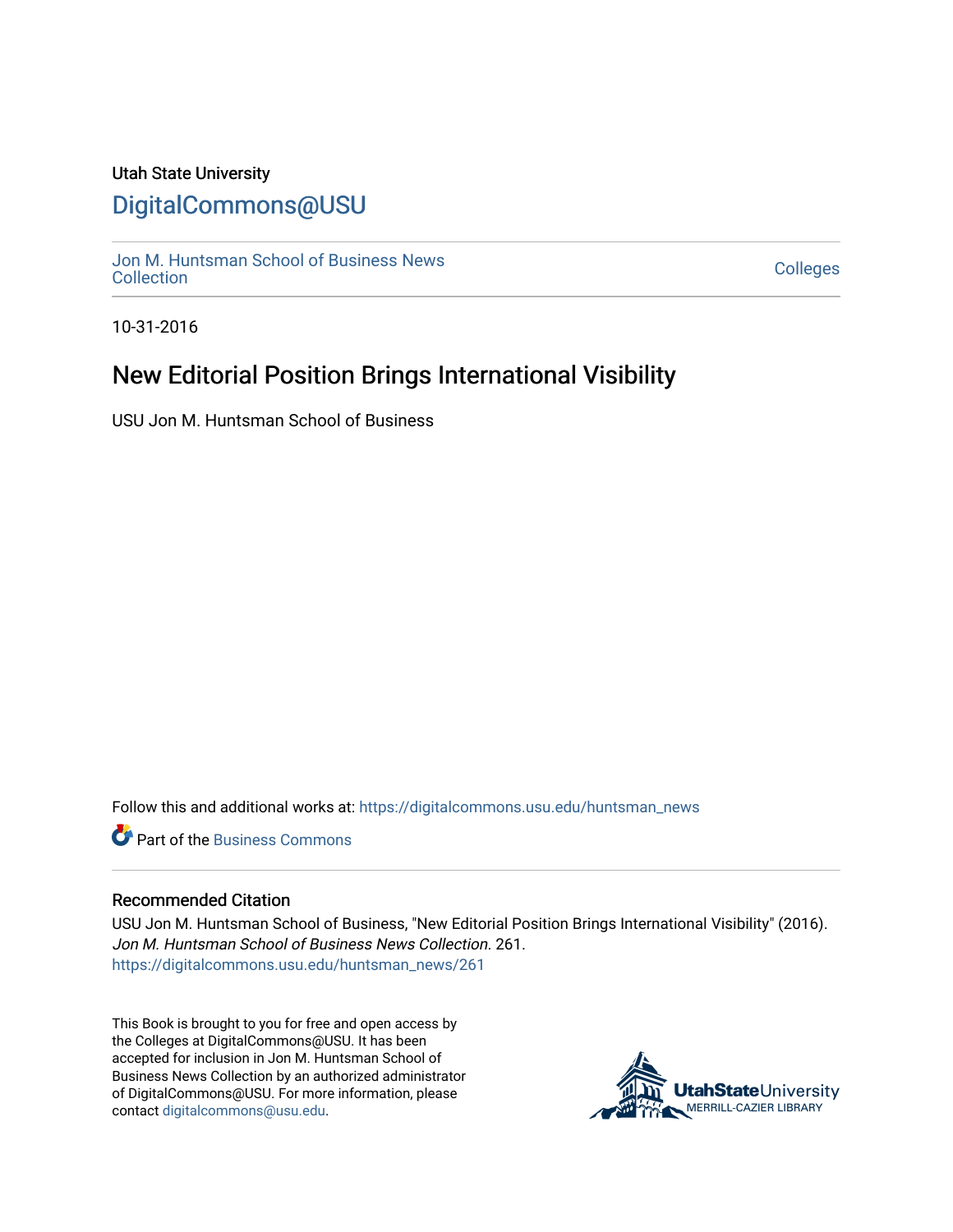Utah State University

# DigitalCommons@USU

Jon M. Huntsman School of Business News Collection

Colleges

10-31-2016

## New Editorial Position Brings International Visibility

USU Jon M. Huntsman School of Business

Follow this and additional works at: https://digitalcommons.usu.edu/huntsman_news

Part of the Business Commons

### Recommended Citation

USU Jon M. Huntsman School of Business, "New Editorial Position Brings International Visibility" (2016). *Jon M. Huntsman School of Business News Collection*. 261.
https://digitalcommons.usu.edu/huntsman_news/261

This Book is brought to you for free and open access by the Colleges at DigitalCommons@USU. It has been accepted for inclusion in Jon M. Huntsman School of Business News Collection by an authorized administrator of DigitalCommons@USU. For more information, please contact digitalcommons@usu.edu.

UtahStateUniversity MERRILL-CAZIER LIBRARY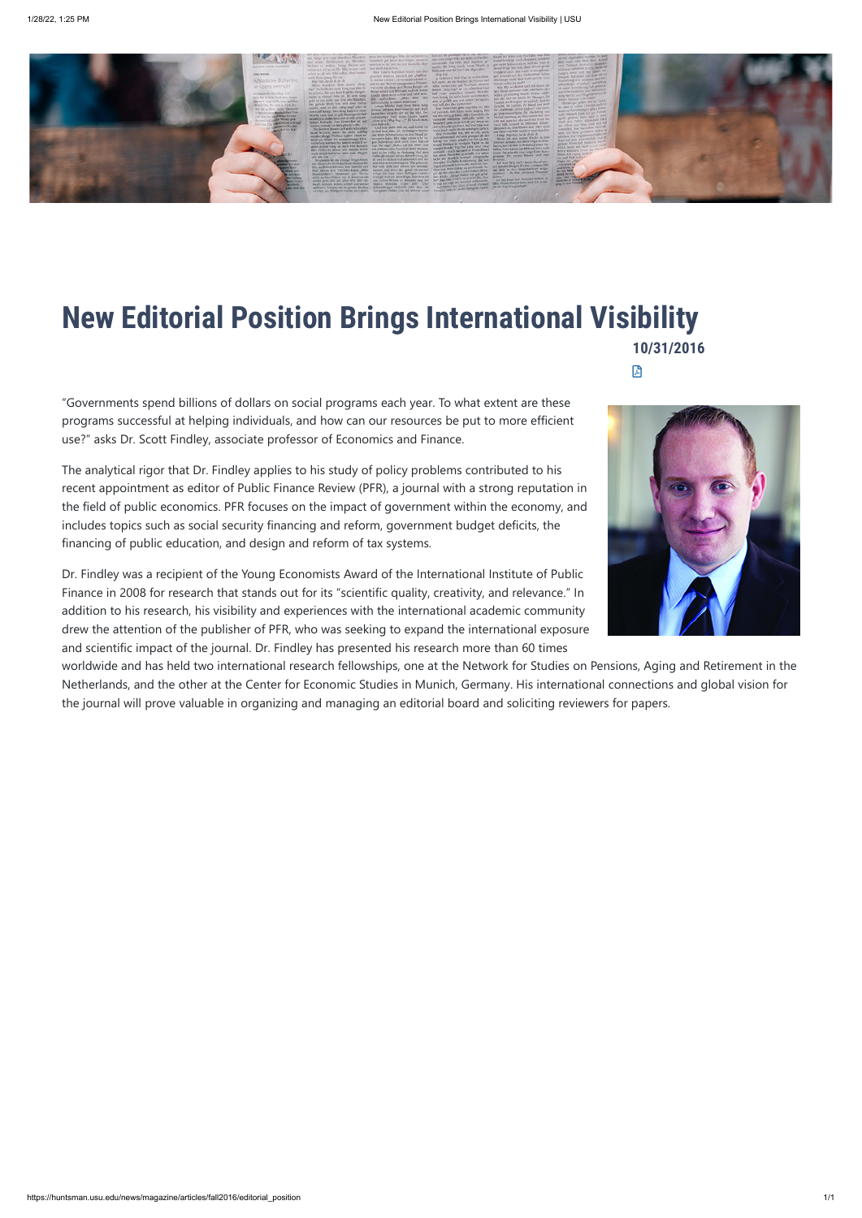# New Editorial Position Brings International Visibility

**10/31/2016**

“Governments spend billions of dollars on social programs each year. To what extent are these programs successful at helping individuals, and how can our resources be put to more efficient use?” asks Dr. Scott Findley, associate professor of Economics and Finance.

The analytical rigor that Dr. Findley applies to his study of policy problems contributed to his recent appointment as editor of Public Finance Review (PFR), a journal with a strong reputation in the field of public economics. PFR focuses on the impact of government within the economy, and includes topics such as social security financing and reform, government budget deficits, the financing of public education, and design and reform of tax systems.

Dr. Findley was a recipient of the Young Economists Award of the International Institute of Public Finance in 2008 for research that stands out for its “scientific quality, creativity, and relevance.” In addition to his research, his visibility and experiences with the international academic community drew the attention of the publisher of PFR, who was seeking to expand the international exposure and scientific impact of the journal. Dr. Findley has presented his research more than 60 times worldwide and has held two international research fellowships, one at the Network for Studies on Pensions, Aging and Retirement in the Netherlands, and the other at the Center for Economic Studies in Munich, Germany. His international connections and global vision for the journal will prove valuable in organizing and managing an editorial board and soliciting reviewers for papers.